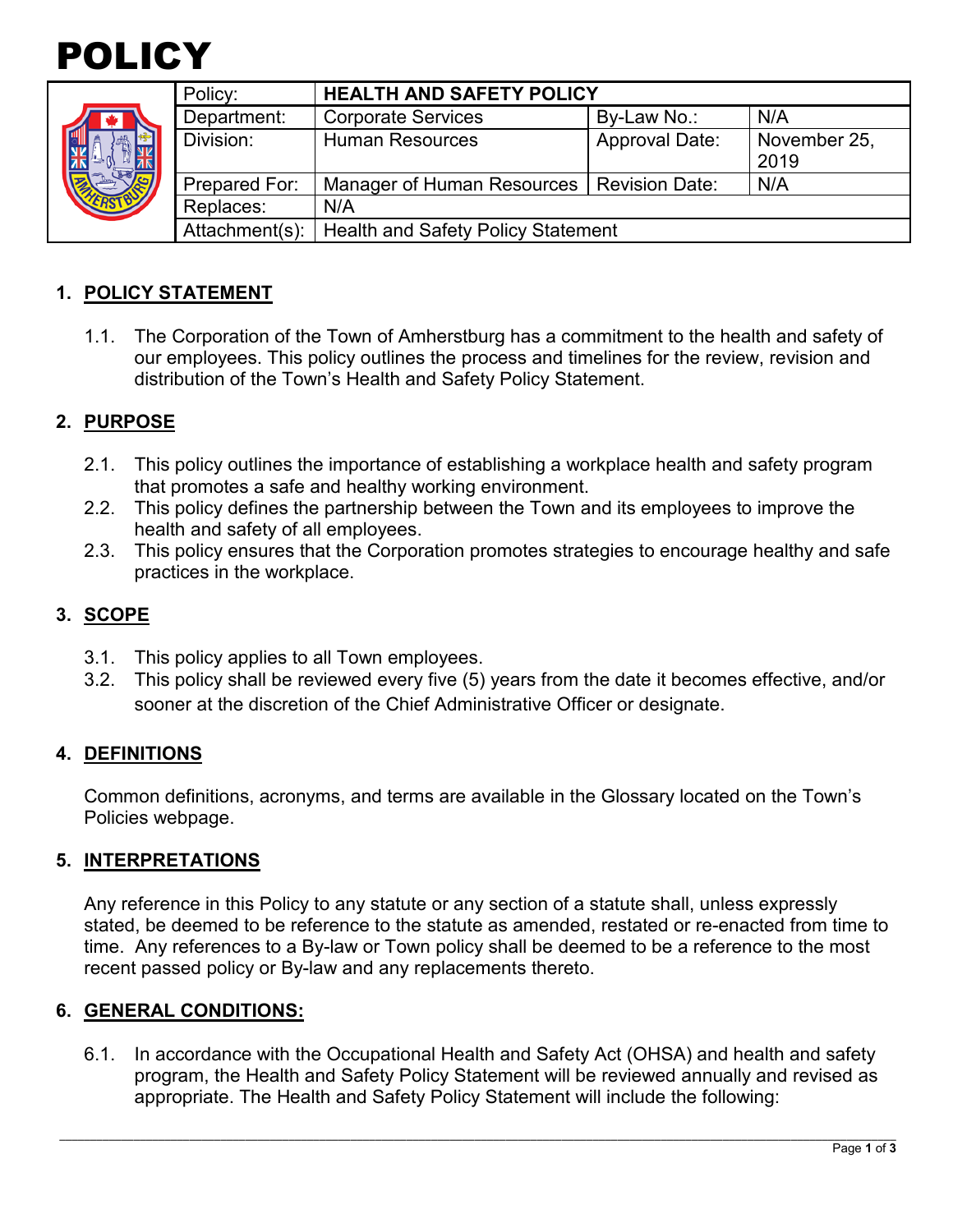# POLICY

| Policy: | HEALTH AND SAFETY POLICY | | |
|---|---|---|---|
| Department: | Corporate Services | By-Law No.: | N/A |
| Division: | Human Resources | Approval Date: | November 25, 2019 |
| Prepared For: | Manager of Human Resources | Revision Date: | N/A |
| Replaces: | N/A | | |
| Attachment(s): | Health and Safety Policy Statement | | |

## 1. POLICY STATEMENT

1.1. The Corporation of the Town of Amherstburg has a commitment to the health and safety of our employees. This policy outlines the process and timelines for the review, revision and distribution of the Town's Health and Safety Policy Statement.

## 2. PURPOSE

2.1. This policy outlines the importance of establishing a workplace health and safety program that promotes a safe and healthy working environment.

2.2. This policy defines the partnership between the Town and its employees to improve the health and safety of all employees.

2.3. This policy ensures that the Corporation promotes strategies to encourage healthy and safe practices in the workplace.

## 3. SCOPE

3.1. This policy applies to all Town employees.

3.2. This policy shall be reviewed every five (5) years from the date it becomes effective, and/or sooner at the discretion of the Chief Administrative Officer or designate.

## 4. DEFINITIONS

Common definitions, acronyms, and terms are available in the Glossary located on the Town's Policies webpage.

## 5. INTERPRETATIONS

Any reference in this Policy to any statute or any section of a statute shall, unless expressly stated, be deemed to be reference to the statute as amended, restated or re-enacted from time to time. Any references to a By-law or Town policy shall be deemed to be a reference to the most recent passed policy or By-law and any replacements thereto.

## 6. GENERAL CONDITIONS:

6.1. In accordance with the Occupational Health and Safety Act (OHSA) and health and safety program, the Health and Safety Policy Statement will be reviewed annually and revised as appropriate. The Health and Safety Policy Statement will include the following: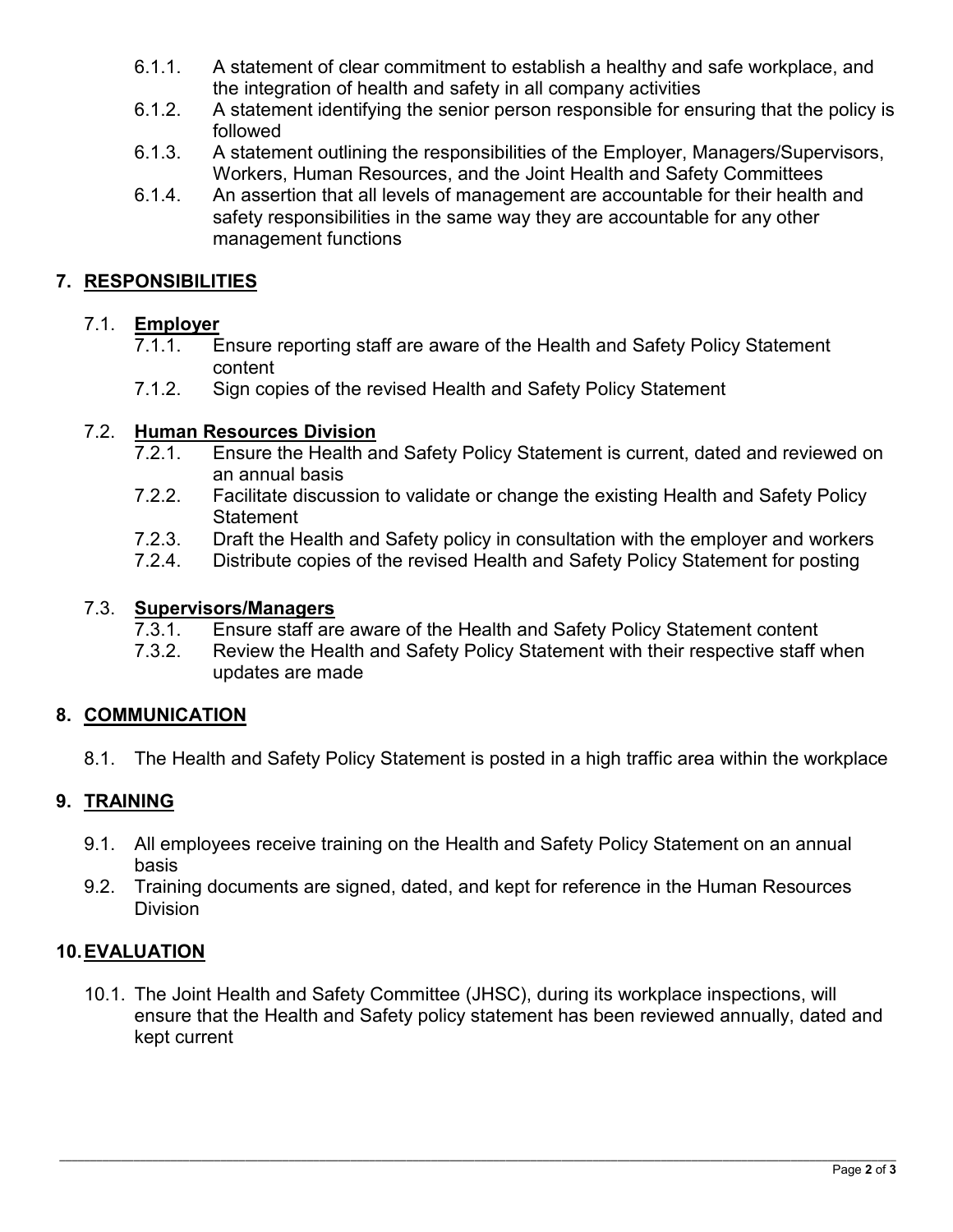6.1.1. A statement of clear commitment to establish a healthy and safe workplace, and the integration of health and safety in all company activities

6.1.2. A statement identifying the senior person responsible for ensuring that the policy is followed

6.1.3. A statement outlining the responsibilities of the Employer, Managers/Supervisors, Workers, Human Resources, and the Joint Health and Safety Committees

6.1.4. An assertion that all levels of management are accountable for their health and safety responsibilities in the same way they are accountable for any other management functions

## 7. RESPONSIBILITIES

### 7.1. Employer

7.1.1. Ensure reporting staff are aware of the Health and Safety Policy Statement content

7.1.2. Sign copies of the revised Health and Safety Policy Statement

### 7.2. Human Resources Division

7.2.1. Ensure the Health and Safety Policy Statement is current, dated and reviewed on an annual basis

7.2.2. Facilitate discussion to validate or change the existing Health and Safety Policy Statement

7.2.3. Draft the Health and Safety policy in consultation with the employer and workers

7.2.4. Distribute copies of the revised Health and Safety Policy Statement for posting

### 7.3. Supervisors/Managers

7.3.1. Ensure staff are aware of the Health and Safety Policy Statement content

7.3.2. Review the Health and Safety Policy Statement with their respective staff when updates are made

## 8. COMMUNICATION

8.1. The Health and Safety Policy Statement is posted in a high traffic area within the workplace

## 9. TRAINING

9.1. All employees receive training on the Health and Safety Policy Statement on an annual basis

9.2. Training documents are signed, dated, and kept for reference in the Human Resources Division

## 10. EVALUATION

10.1. The Joint Health and Safety Committee (JHSC), during its workplace inspections, will ensure that the Health and Safety policy statement has been reviewed annually, dated and kept current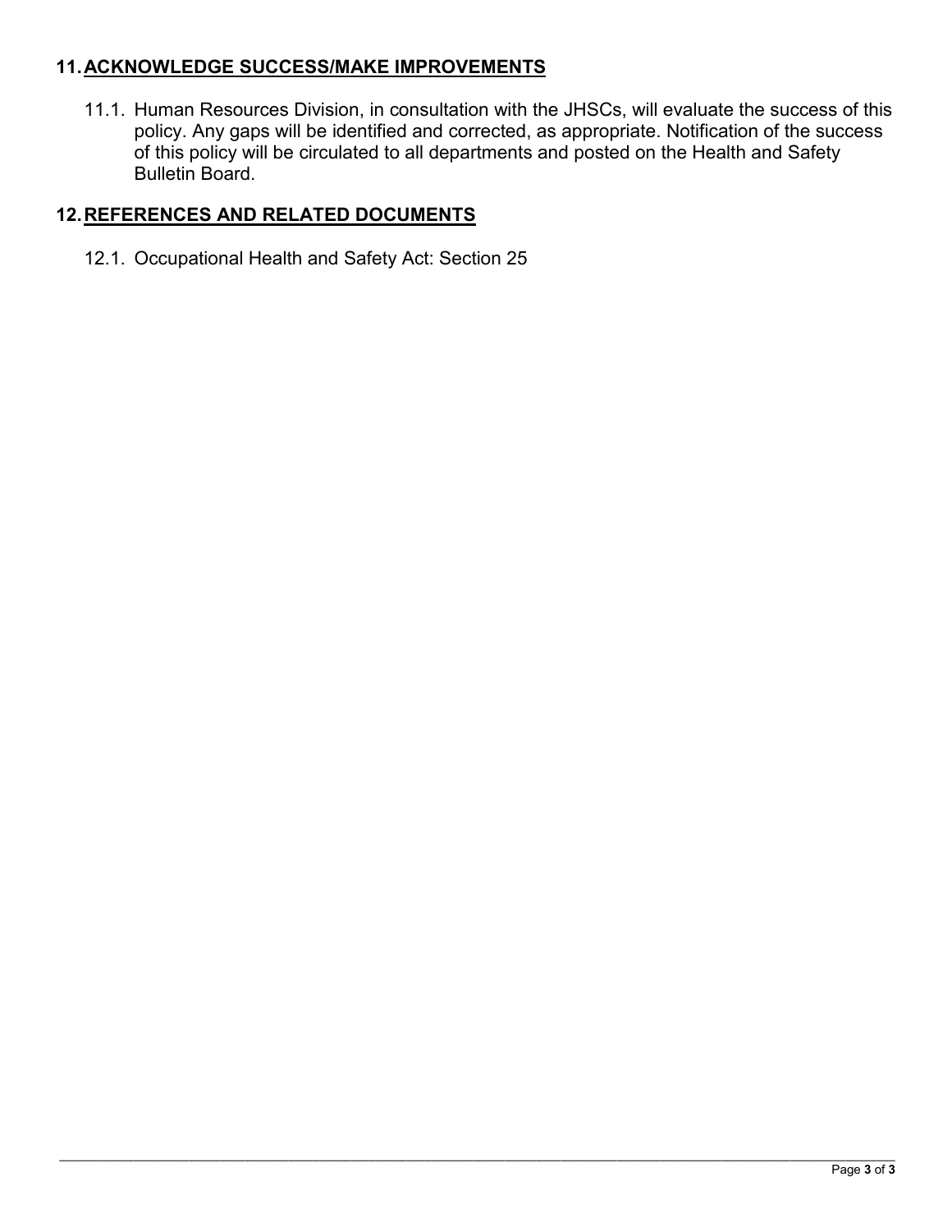## 11. ACKNOWLEDGE SUCCESS/MAKE IMPROVEMENTS

11.1. Human Resources Division, in consultation with the JHSCs, will evaluate the success of this policy. Any gaps will be identified and corrected, as appropriate. Notification of the success of this policy will be circulated to all departments and posted on the Health and Safety Bulletin Board.

## 12. REFERENCES AND RELATED DOCUMENTS

12.1. Occupational Health and Safety Act: Section 25